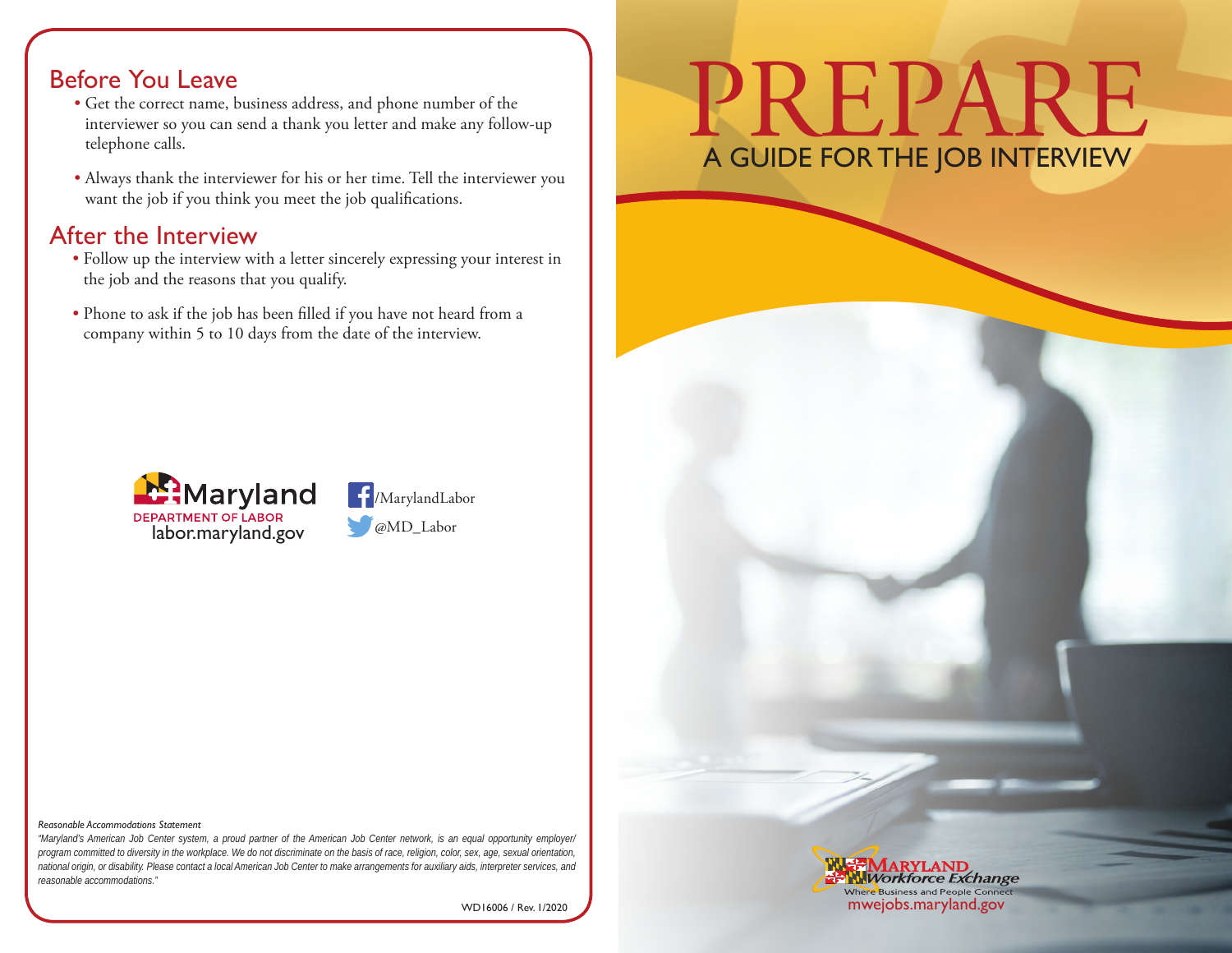## Before You Leave

- Get the correct name, business address, and phone number of the interviewer so you can send a thank you letter and make any follow-up telephone calls.
- Always thank the interviewer for his or her time. Tell the interviewer you want the job if you think you meet the job qualifications.

## After the Interview

- Follow up the interview with a letter sincerely expressing your interest in the job and the reasons that you qualify.
- Phone to ask if the job has been filled if you have not heard from a company within 5 to 10 days from the date of the interview.

Maryland
DEPARTMENT OF LABOR
labor.maryland.gov

/MarylandLabor
@MD_Labor

*Reasonable Accommodations Statement*

*"Maryland's American Job Center system, a proud partner of the American Job Center network, is an equal opportunity employer/program committed to diversity in the workplace. We do not discriminate on the basis of race, religion, color, sex, age, sexual orientation, national origin, or disability. Please contact a local American Job Center to make arrangements for auxiliary aids, interpreter services, and reasonable accommodations."*

WD16006 / Rev. 1/2020

# PREPARE

## A GUIDE FOR THE JOB INTERVIEW

MARYLAND Workforce Exchange
Where Business and People Connect
mwejobs.maryland.gov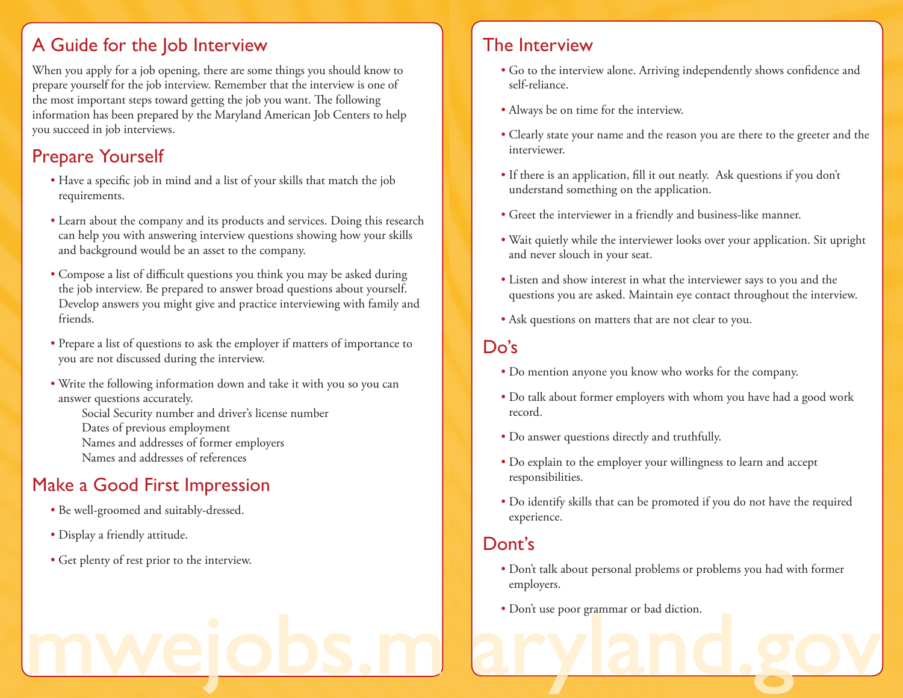## A Guide for the Job Interview

When you apply for a job opening, there are some things you should know to prepare yourself for the job interview. Remember that the interview is one of the most important steps toward getting the job you want. The following information has been prepared by the Maryland American Job Centers to help you succeed in job interviews.

## Prepare Yourself

- Have a specific job in mind and a list of your skills that match the job requirements.
- Learn about the company and its products and services. Doing this research can help you with answering interview questions showing how your skills and background would be an asset to the company.
- Compose a list of difficult questions you think you may be asked during the job interview. Be prepared to answer broad questions about yourself. Develop answers you might give and practice interviewing with family and friends.
- Prepare a list of questions to ask the employer if matters of importance to you are not discussed during the interview.
- Write the following information down and take it with you so you can answer questions accurately.
  - Social Security number and driver's license number
  - Dates of previous employment
  - Names and addresses of former employers
  - Names and addresses of references

## Make a Good First Impression

- Be well-groomed and suitably-dressed.
- Display a friendly attitude.
- Get plenty of rest prior to the interview.

## The Interview

- Go to the interview alone. Arriving independently shows confidence and self-reliance.
- Always be on time for the interview.
- Clearly state your name and the reason you are there to the greeter and the interviewer.
- If there is an application, fill it out neatly. Ask questions if you don't understand something on the application.
- Greet the interviewer in a friendly and business-like manner.
- Wait quietly while the interviewer looks over your application. Sit upright and never slouch in your seat.
- Listen and show interest in what the interviewer says to you and the questions you are asked. Maintain eye contact throughout the interview.
- Ask questions on matters that are not clear to you.

## Do's

- Do mention anyone you know who works for the company.
- Do talk about former employers with whom you have had a good work record.
- Do answer questions directly and truthfully.
- Do explain to the employer your willingness to learn and accept responsibilities.
- Do identify skills that can be promoted if you do not have the required experience.

## Dont's

- Don't talk about personal problems or problems you had with former employers.
- Don't use poor grammar or bad diction.

mwejobs.maryland.gov